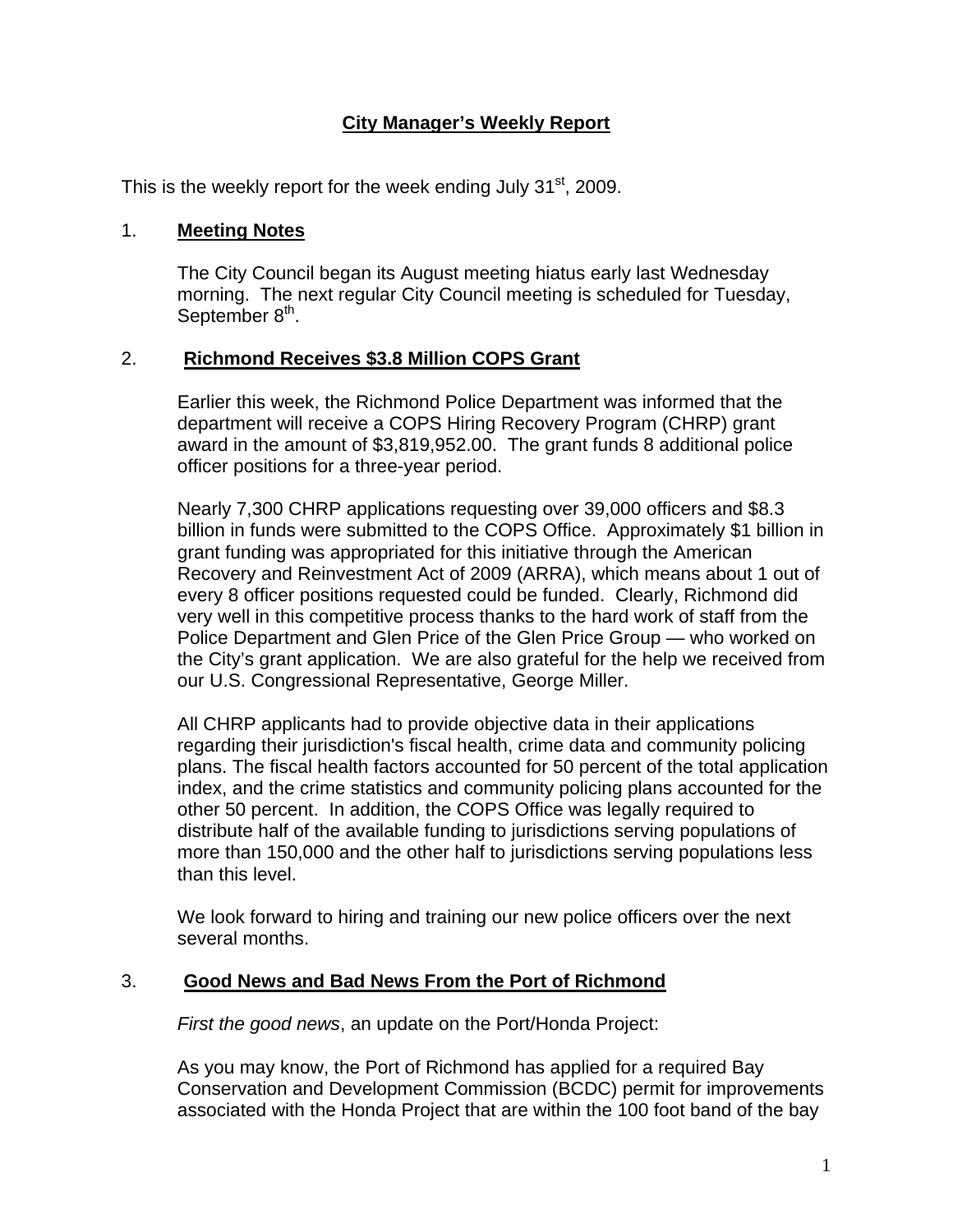# City Manager's Weekly Report

This is the weekly report for the week ending July 31st, 2009.

## 1. Meeting Notes

The City Council began its August meeting hiatus early last Wednesday morning. The next regular City Council meeting is scheduled for Tuesday, September 8th.

## 2. Richmond Receives $3.8 Million COPS Grant

Earlier this week, the Richmond Police Department was informed that the department will receive a COPS Hiring Recovery Program (CHRP) grant award in the amount of $3,819,952.00. The grant funds 8 additional police officer positions for a three-year period.

Nearly 7,300 CHRP applications requesting over 39,000 officers and $8.3 billion in funds were submitted to the COPS Office. Approximately $1 billion in grant funding was appropriated for this initiative through the American Recovery and Reinvestment Act of 2009 (ARRA), which means about 1 out of every 8 officer positions requested could be funded. Clearly, Richmond did very well in this competitive process thanks to the hard work of staff from the Police Department and Glen Price of the Glen Price Group — who worked on the City's grant application. We are also grateful for the help we received from our U.S. Congressional Representative, George Miller.

All CHRP applicants had to provide objective data in their applications regarding their jurisdiction's fiscal health, crime data and community policing plans. The fiscal health factors accounted for 50 percent of the total application index, and the crime statistics and community policing plans accounted for the other 50 percent. In addition, the COPS Office was legally required to distribute half of the available funding to jurisdictions serving populations of more than 150,000 and the other half to jurisdictions serving populations less than this level.

We look forward to hiring and training our new police officers over the next several months.

## 3. Good News and Bad News From the Port of Richmond

*First the good news*, an update on the Port/Honda Project:

As you may know, the Port of Richmond has applied for a required Bay Conservation and Development Commission (BCDC) permit for improvements associated with the Honda Project that are within the 100 foot band of the bay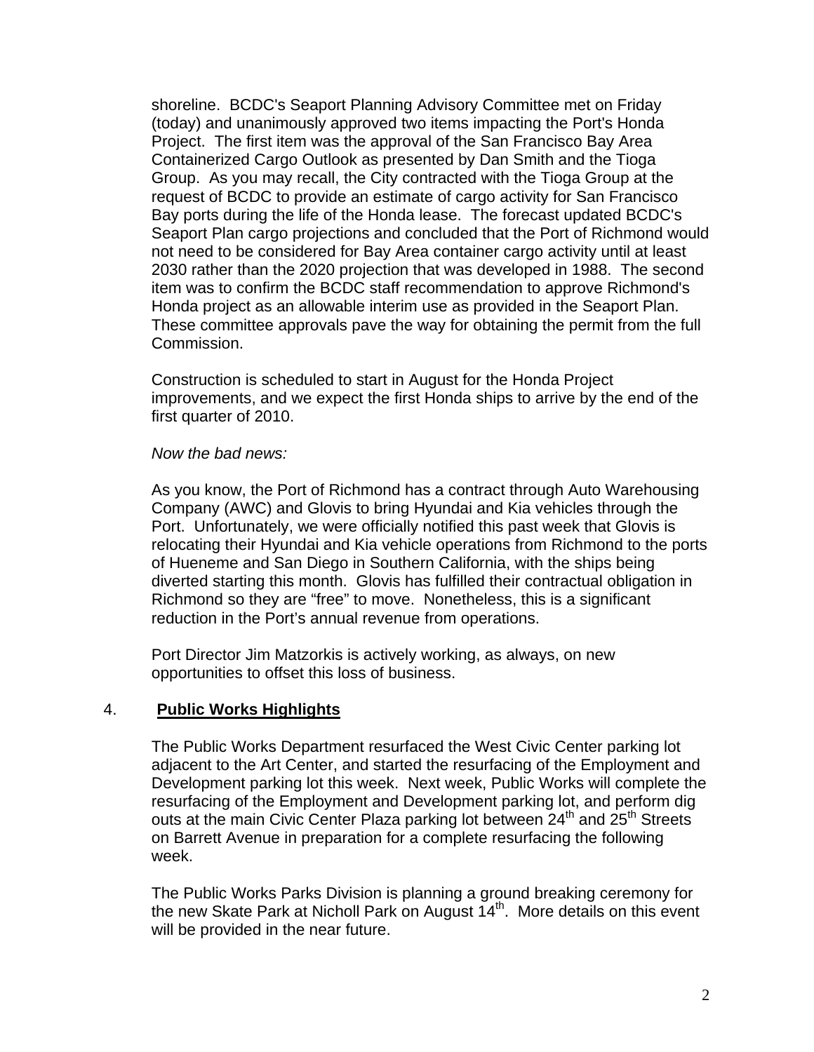shoreline. BCDC's Seaport Planning Advisory Committee met on Friday (today) and unanimously approved two items impacting the Port's Honda Project. The first item was the approval of the San Francisco Bay Area Containerized Cargo Outlook as presented by Dan Smith and the Tioga Group. As you may recall, the City contracted with the Tioga Group at the request of BCDC to provide an estimate of cargo activity for San Francisco Bay ports during the life of the Honda lease. The forecast updated BCDC's Seaport Plan cargo projections and concluded that the Port of Richmond would not need to be considered for Bay Area container cargo activity until at least 2030 rather than the 2020 projection that was developed in 1988. The second item was to confirm the BCDC staff recommendation to approve Richmond's Honda project as an allowable interim use as provided in the Seaport Plan. These committee approvals pave the way for obtaining the permit from the full Commission.

Construction is scheduled to start in August for the Honda Project improvements, and we expect the first Honda ships to arrive by the end of the first quarter of 2010.

*Now the bad news:*

As you know, the Port of Richmond has a contract through Auto Warehousing Company (AWC) and Glovis to bring Hyundai and Kia vehicles through the Port. Unfortunately, we were officially notified this past week that Glovis is relocating their Hyundai and Kia vehicle operations from Richmond to the ports of Hueneme and San Diego in Southern California, with the ships being diverted starting this month. Glovis has fulfilled their contractual obligation in Richmond so they are "free" to move. Nonetheless, this is a significant reduction in the Port's annual revenue from operations.

Port Director Jim Matzorkis is actively working, as always, on new opportunities to offset this loss of business.

4. **Public Works Highlights**

The Public Works Department resurfaced the West Civic Center parking lot adjacent to the Art Center, and started the resurfacing of the Employment and Development parking lot this week. Next week, Public Works will complete the resurfacing of the Employment and Development parking lot, and perform dig outs at the main Civic Center Plaza parking lot between 24th and 25th Streets on Barrett Avenue in preparation for a complete resurfacing the following week.

The Public Works Parks Division is planning a ground breaking ceremony for the new Skate Park at Nicholl Park on August 14th. More details on this event will be provided in the near future.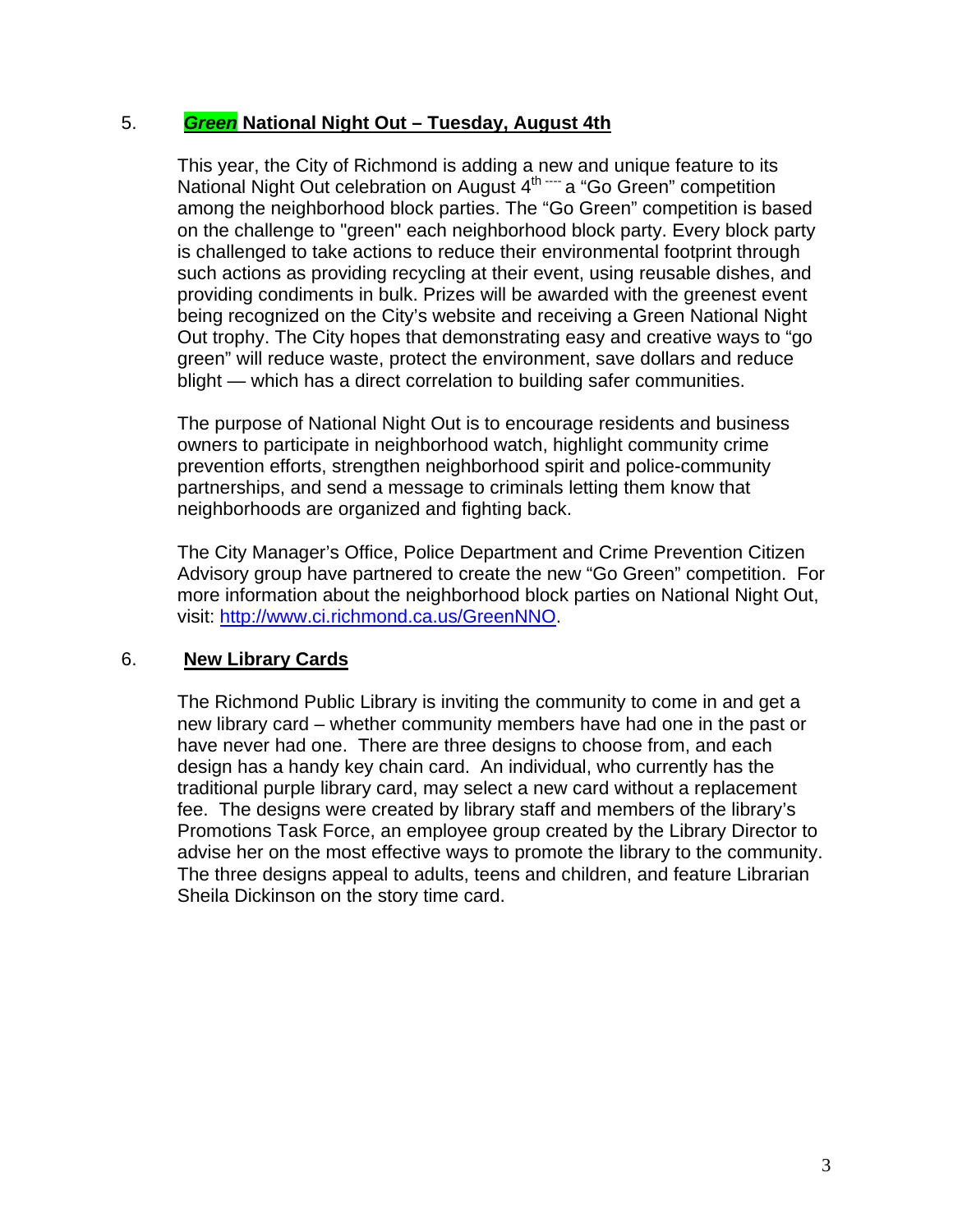5. ***Green* National Night Out – Tuesday, August 4th**

This year, the City of Richmond is adding a new and unique feature to its National Night Out celebration on August 4th ---- a "Go Green" competition among the neighborhood block parties. The "Go Green" competition is based on the challenge to "green" each neighborhood block party. Every block party is challenged to take actions to reduce their environmental footprint through such actions as providing recycling at their event, using reusable dishes, and providing condiments in bulk. Prizes will be awarded with the greenest event being recognized on the City's website and receiving a Green National Night Out trophy. The City hopes that demonstrating easy and creative ways to "go green" will reduce waste, protect the environment, save dollars and reduce blight — which has a direct correlation to building safer communities.

The purpose of National Night Out is to encourage residents and business owners to participate in neighborhood watch, highlight community crime prevention efforts, strengthen neighborhood spirit and police-community partnerships, and send a message to criminals letting them know that neighborhoods are organized and fighting back.

The City Manager's Office, Police Department and Crime Prevention Citizen Advisory group have partnered to create the new "Go Green" competition. For more information about the neighborhood block parties on National Night Out, visit: http://www.ci.richmond.ca.us/GreenNNO.

6. **New Library Cards**

The Richmond Public Library is inviting the community to come in and get a new library card – whether community members have had one in the past or have never had one. There are three designs to choose from, and each design has a handy key chain card. An individual, who currently has the traditional purple library card, may select a new card without a replacement fee. The designs were created by library staff and members of the library's Promotions Task Force, an employee group created by the Library Director to advise her on the most effective ways to promote the library to the community. The three designs appeal to adults, teens and children, and feature Librarian Sheila Dickinson on the story time card.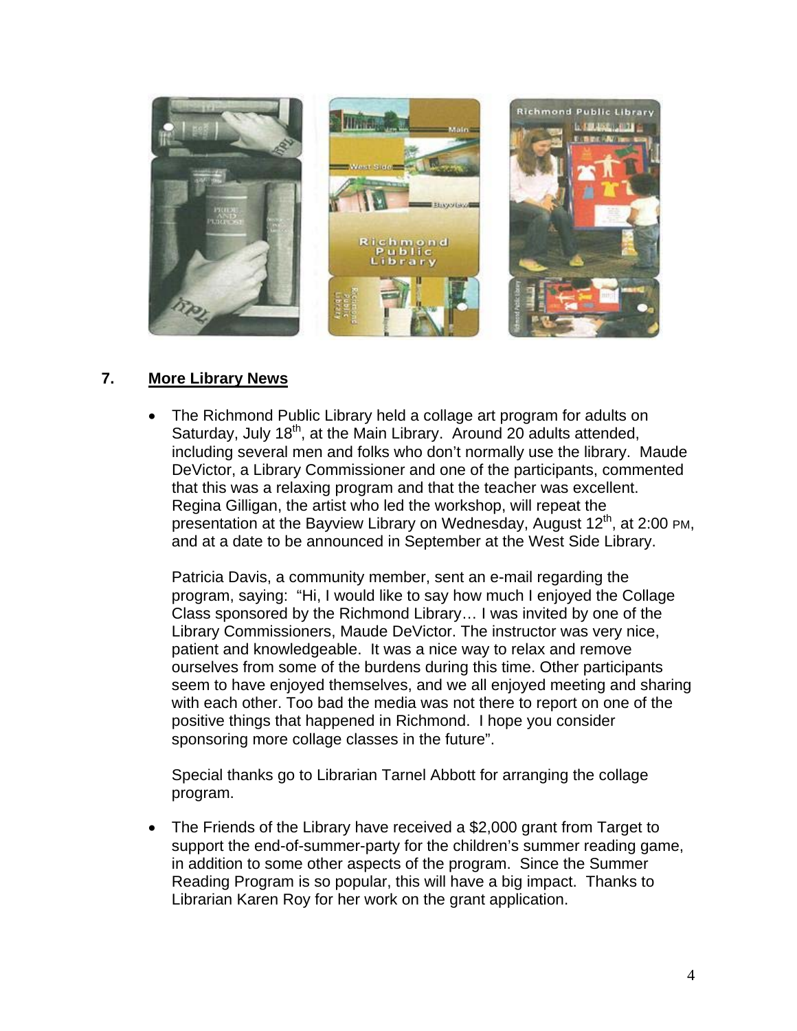## 7. More Library News

- The Richmond Public Library held a collage art program for adults on Saturday, July 18th, at the Main Library. Around 20 adults attended, including several men and folks who don't normally use the library. Maude DeVictor, a Library Commissioner and one of the participants, commented that this was a relaxing program and that the teacher was excellent. Regina Gilligan, the artist who led the workshop, will repeat the presentation at the Bayview Library on Wednesday, August 12th, at 2:00 PM, and at a date to be announced in September at the West Side Library.

  Patricia Davis, a community member, sent an e-mail regarding the program, saying: "Hi, I would like to say how much I enjoyed the Collage Class sponsored by the Richmond Library… I was invited by one of the Library Commissioners, Maude DeVictor. The instructor was very nice, patient and knowledgeable. It was a nice way to relax and remove ourselves from some of the burdens during this time. Other participants seem to have enjoyed themselves, and we all enjoyed meeting and sharing with each other. Too bad the media was not there to report on one of the positive things that happened in Richmond. I hope you consider sponsoring more collage classes in the future".

  Special thanks go to Librarian Tarnel Abbott for arranging the collage program.

- The Friends of the Library have received a $2,000 grant from Target to support the end-of-summer-party for the children's summer reading game, in addition to some other aspects of the program. Since the Summer Reading Program is so popular, this will have a big impact. Thanks to Librarian Karen Roy for her work on the grant application.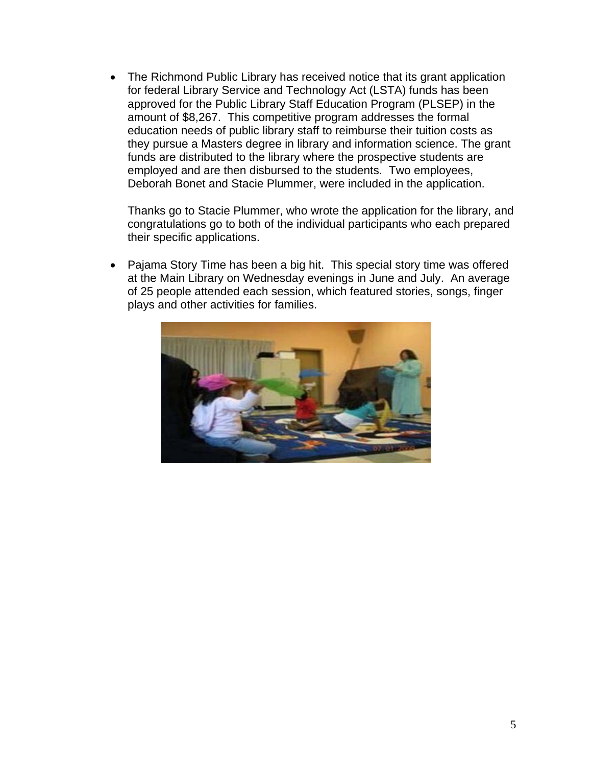- The Richmond Public Library has received notice that its grant application for federal Library Service and Technology Act (LSTA) funds has been approved for the Public Library Staff Education Program (PLSEP) in the amount of $8,267. This competitive program addresses the formal education needs of public library staff to reimburse their tuition costs as they pursue a Masters degree in library and information science. The grant funds are distributed to the library where the prospective students are employed and are then disbursed to the students. Two employees, Deborah Bonet and Stacie Plummer, were included in the application.

  Thanks go to Stacie Plummer, who wrote the application for the library, and congratulations go to both of the individual participants who each prepared their specific applications.

- Pajama Story Time has been a big hit. This special story time was offered at the Main Library on Wednesday evenings in June and July. An average of 25 people attended each session, which featured stories, songs, finger plays and other activities for families.